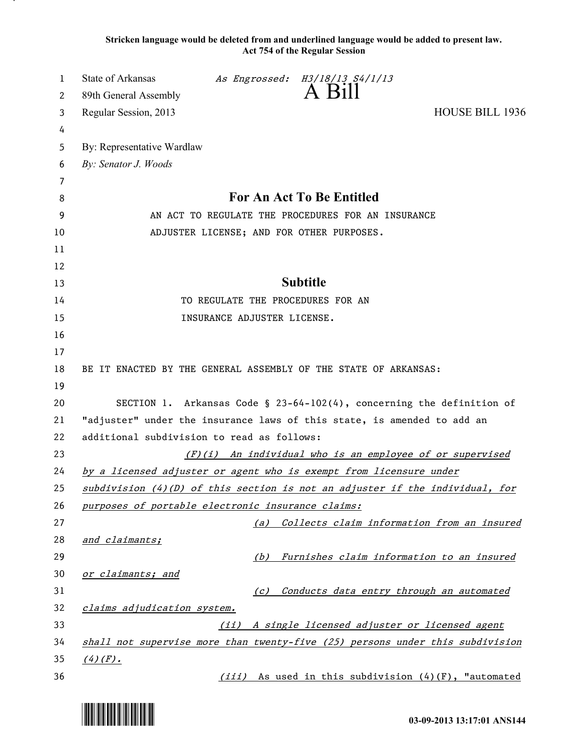**Stricken language would be deleted from and underlined language would be added to present law.**
**Act 754 of the Regular Session**

State of Arkansas *As Engrossed: H3/18/13 S4/1/13*
89th General Assembly **A Bill**
Regular Session, 2013 HOUSE BILL 1936

By: Representative Wardlaw
*By: Senator J. Woods*

## For An Act To Be Entitled

AN ACT TO REGULATE THE PROCEDURES FOR AN INSURANCE ADJUSTER LICENSE; AND FOR OTHER PURPOSES.

## Subtitle

TO REGULATE THE PROCEDURES FOR AN INSURANCE ADJUSTER LICENSE.

BE IT ENACTED BY THE GENERAL ASSEMBLY OF THE STATE OF ARKANSAS:

SECTION 1. Arkansas Code § 23-64-102(4), concerning the definition of "adjuster" under the insurance laws of this state, is amended to add an additional subdivision to read as follows:

*(F)(i) An individual who is an employee of or supervised by a licensed adjuster or agent who is exempt from licensure under subdivision (4)(D) of this section is not an adjuster if the individual, for purposes of portable electronic insurance claims:*

*(a) Collects claim information from an insured and claimants;*

*(b) Furnishes claim information to an insured or claimants; and*

*(c) Conducts data entry through an automated claims adjudication system.*

*(ii) A single licensed adjuster or licensed agent shall not supervise more than twenty-five (25) persons under this subdivision (4)(F).*

*(iii) As used in this subdivision (4)(F), "automated*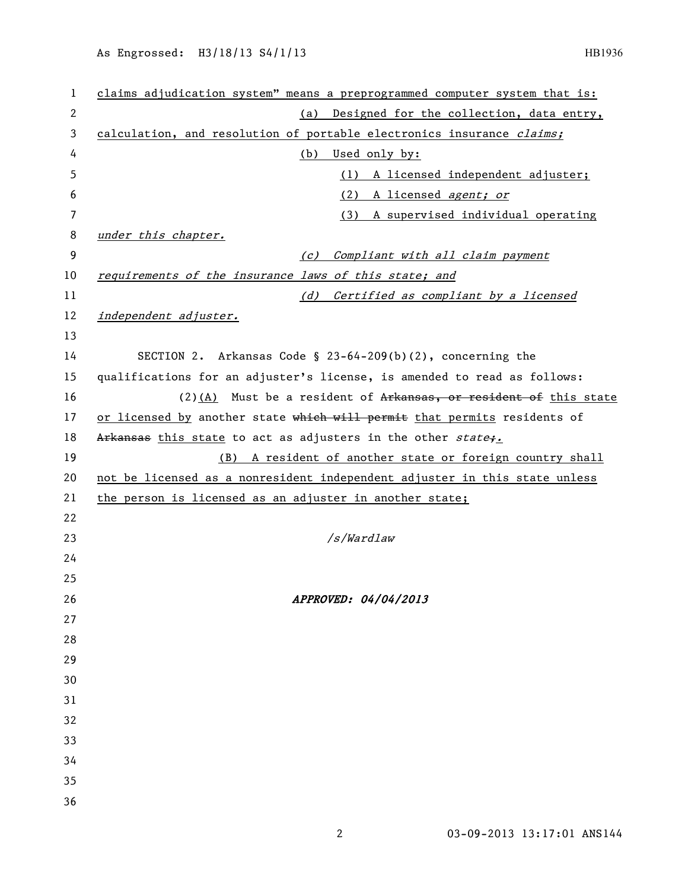claims adjudication system" means a preprogrammed computer system that is:

(a) Designed for the collection, data entry, calculation, and resolution of portable electronics insurance *claims;*

(b) Used only by:

(1) A licensed independent adjuster;

(2) A licensed *agent; or*

(3) A supervised individual operating *under this chapter.*

*(c) Compliant with all claim payment requirements of the insurance laws of this state; and*

*(d) Certified as compliant by a licensed independent adjuster.*

SECTION 2. Arkansas Code § 23-64-209(b)(2), concerning the qualifications for an adjuster's license, is amended to read as follows:

(2)(A) Must be a resident of ~~Arkansas, or resident of~~ this state or licensed by another state ~~which will permit~~ that permits residents of ~~Arkansas~~ this state to act as adjusters in the other *state*~~;~~*.*

(B) A resident of another state or foreign country shall not be licensed as a nonresident independent adjuster in this state unless the person is licensed as an adjuster in another state;

*/s/Wardlaw*

***APPROVED: 04/04/2013***